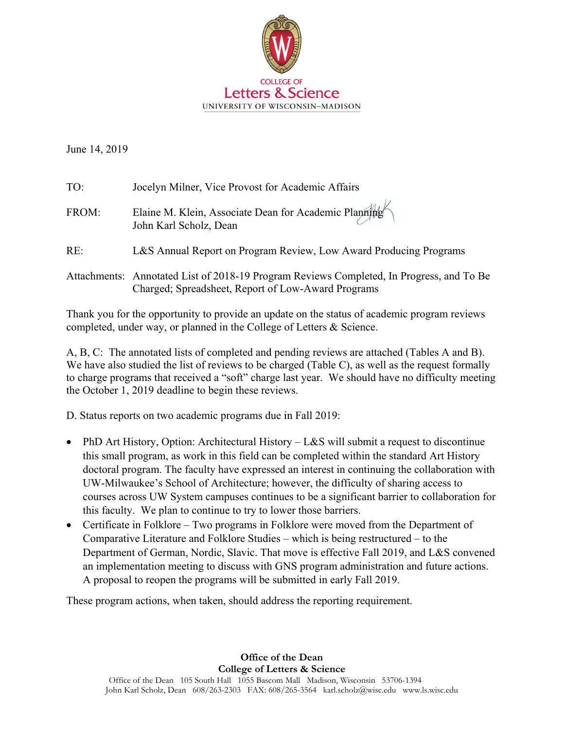COLLEGE OF
Letters & Science
UNIVERSITY OF WISCONSIN–MADISON

June 14, 2019

TO: Jocelyn Milner, Vice Provost for Academic Affairs

FROM: Elaine M. Klein, Associate Dean for Academic Planning
John Karl Scholz, Dean

RE: L&S Annual Report on Program Review, Low Award Producing Programs

Attachments: Annotated List of 2018-19 Program Reviews Completed, In Progress, and To Be Charged; Spreadsheet, Report of Low-Award Programs

Thank you for the opportunity to provide an update on the status of academic program reviews completed, under way, or planned in the College of Letters & Science.

A, B, C: The annotated lists of completed and pending reviews are attached (Tables A and B). We have also studied the list of reviews to be charged (Table C), as well as the request formally to charge programs that received a "soft" charge last year. We should have no difficulty meeting the October 1, 2019 deadline to begin these reviews.

D. Status reports on two academic programs due in Fall 2019:

- PhD Art History, Option: Architectural History – L&S will submit a request to discontinue this small program, as work in this field can be completed within the standard Art History doctoral program. The faculty have expressed an interest in continuing the collaboration with UW-Milwaukee's School of Architecture; however, the difficulty of sharing access to courses across UW System campuses continues to be a significant barrier to collaboration for this faculty. We plan to continue to try to lower those barriers.
- Certificate in Folklore – Two programs in Folklore were moved from the Department of Comparative Literature and Folklore Studies – which is being restructured – to the Department of German, Nordic, Slavic. That move is effective Fall 2019, and L&S convened an implementation meeting to discuss with GNS program administration and future actions. A proposal to reopen the programs will be submitted in early Fall 2019.

These program actions, when taken, should address the reporting requirement.

**Office of the Dean**
**College of Letters & Science**
Office of the Dean 105 South Hall 1055 Bascom Mall Madison, Wisconsin 53706-1394
John Karl Scholz, Dean 608/263-2303 FAX: 608/265-3564 karl.scholz@wisc.edu www.ls.wisc.edu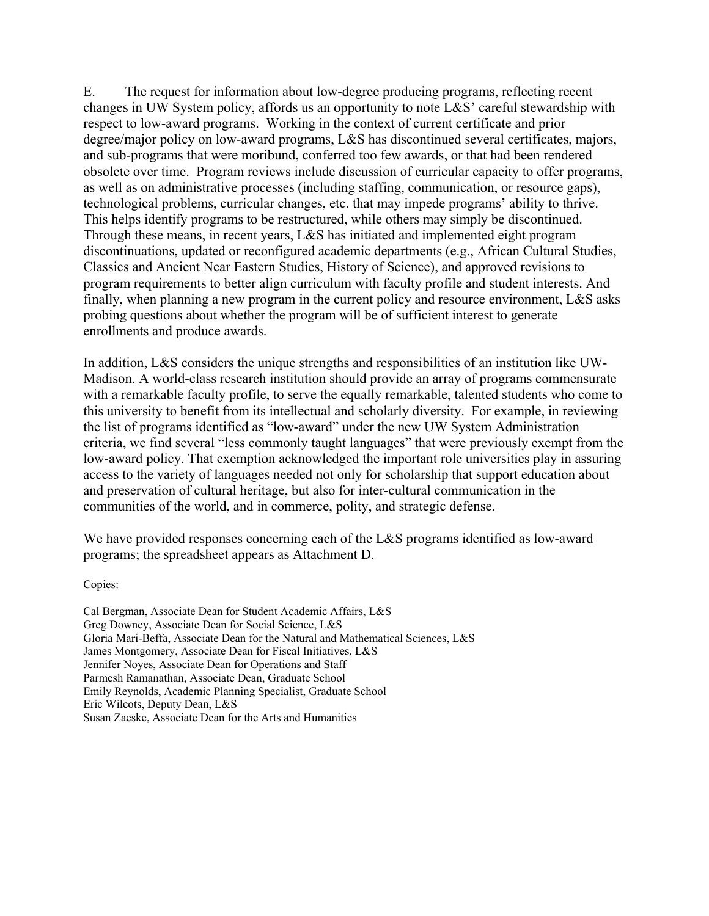E. The request for information about low-degree producing programs, reflecting recent changes in UW System policy, affords us an opportunity to note L&S' careful stewardship with respect to low-award programs. Working in the context of current certificate and prior degree/major policy on low-award programs, L&S has discontinued several certificates, majors, and sub-programs that were moribund, conferred too few awards, or that had been rendered obsolete over time. Program reviews include discussion of curricular capacity to offer programs, as well as on administrative processes (including staffing, communication, or resource gaps), technological problems, curricular changes, etc. that may impede programs' ability to thrive. This helps identify programs to be restructured, while others may simply be discontinued. Through these means, in recent years, L&S has initiated and implemented eight program discontinuations, updated or reconfigured academic departments (e.g., African Cultural Studies, Classics and Ancient Near Eastern Studies, History of Science), and approved revisions to program requirements to better align curriculum with faculty profile and student interests. And finally, when planning a new program in the current policy and resource environment, L&S asks probing questions about whether the program will be of sufficient interest to generate enrollments and produce awards.

In addition, L&S considers the unique strengths and responsibilities of an institution like UW-Madison. A world-class research institution should provide an array of programs commensurate with a remarkable faculty profile, to serve the equally remarkable, talented students who come to this university to benefit from its intellectual and scholarly diversity. For example, in reviewing the list of programs identified as "low-award" under the new UW System Administration criteria, we find several "less commonly taught languages" that were previously exempt from the low-award policy. That exemption acknowledged the important role universities play in assuring access to the variety of languages needed not only for scholarship that support education about and preservation of cultural heritage, but also for inter-cultural communication in the communities of the world, and in commerce, polity, and strategic defense.

We have provided responses concerning each of the L&S programs identified as low-award programs; the spreadsheet appears as Attachment D.

Copies:

Cal Bergman, Associate Dean for Student Academic Affairs, L&S
Greg Downey, Associate Dean for Social Science, L&S
Gloria Mari-Beffa, Associate Dean for the Natural and Mathematical Sciences, L&S
James Montgomery, Associate Dean for Fiscal Initiatives, L&S
Jennifer Noyes, Associate Dean for Operations and Staff
Parmesh Ramanathan, Associate Dean, Graduate School
Emily Reynolds, Academic Planning Specialist, Graduate School
Eric Wilcots, Deputy Dean, L&S
Susan Zaeske, Associate Dean for the Arts and Humanities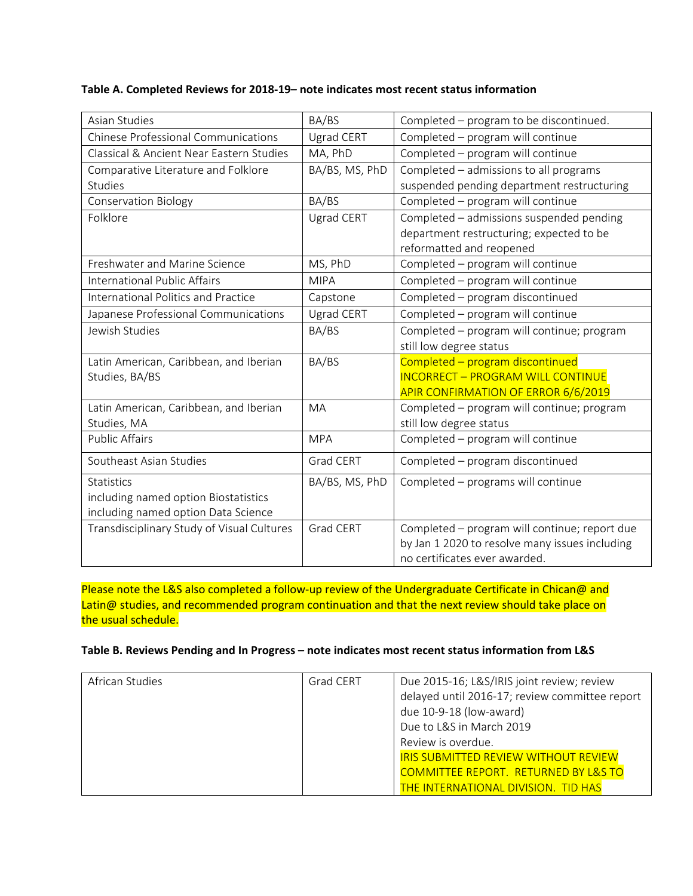**Table A. Completed Reviews for 2018-19– note indicates most recent status information**

| | | |
|---|---|---|
| Asian Studies | BA/BS | Completed – program to be discontinued. |
| Chinese Professional Communications | Ugrad CERT | Completed – program will continue |
| Classical & Ancient Near Eastern Studies | MA, PhD | Completed – program will continue |
| Comparative Literature and Folklore Studies | BA/BS, MS, PhD | Completed – admissions to all programs suspended pending department restructuring |
| Conservation Biology | BA/BS | Completed – program will continue |
| Folklore | Ugrad CERT | Completed – admissions suspended pending department restructuring; expected to be reformatted and reopened |
| Freshwater and Marine Science | MS, PhD | Completed – program will continue |
| International Public Affairs | MIPA | Completed – program will continue |
| International Politics and Practice | Capstone | Completed – program discontinued |
| Japanese Professional Communications | Ugrad CERT | Completed – program will continue |
| Jewish Studies | BA/BS | Completed – program will continue; program still low degree status |
| Latin American, Caribbean, and Iberian Studies, BA/BS | BA/BS | Completed – program discontinued INCORRECT – PROGRAM WILL CONTINUE APIR CONFIRMATION OF ERROR 6/6/2019 |
| Latin American, Caribbean, and Iberian Studies, MA | MA | Completed – program will continue; program still low degree status |
| Public Affairs | MPA | Completed – program will continue |
| Southeast Asian Studies | Grad CERT | Completed – program discontinued |
| Statistics including named option Biostatistics including named option Data Science | BA/BS, MS, PhD | Completed – programs will continue |
| Transdisciplinary Study of Visual Cultures | Grad CERT | Completed – program will continue; report due by Jan 1 2020 to resolve many issues including no certificates ever awarded. |

Please note the L&S also completed a follow-up review of the Undergraduate Certificate in Chican@ and Latin@ studies, and recommended program continuation and that the next review should take place on the usual schedule.

**Table B. Reviews Pending and In Progress – note indicates most recent status information from L&S**

| | | |
|---|---|---|
| African Studies | Grad CERT | Due 2015-16; L&S/IRIS joint review; review delayed until 2016-17; review committee report due 10-9-18 (low-award) Due to L&S in March 2019 Review is overdue. IRIS SUBMITTED REVIEW WITHOUT REVIEW COMMITTEE REPORT. RETURNED BY L&S TO THE INTERNATIONAL DIVISION. TID HAS |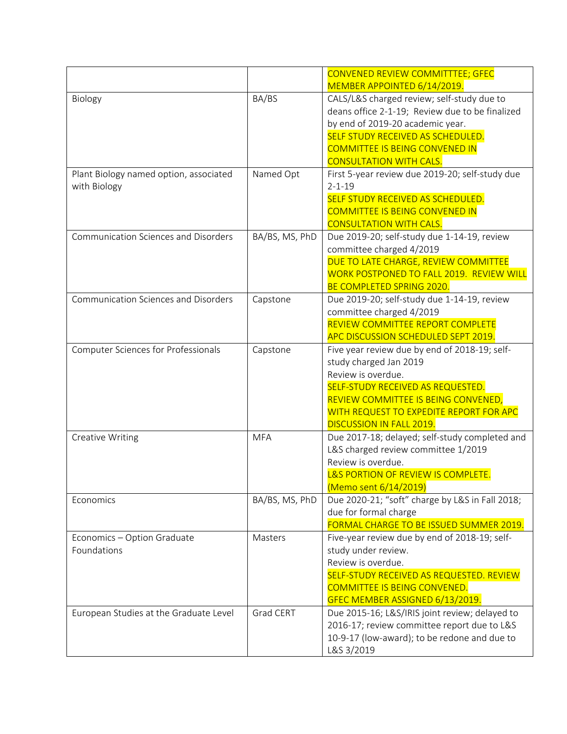| | | |
|---|---|---|
| | | CONVENED REVIEW COMMITTTEE; GFEC MEMBER APPOINTED 6/14/2019. |
| Biology | BA/BS | CALS/L&S charged review; self-study due to deans office 2-1-19; Review due to be finalized by end of 2019-20 academic year. SELF STUDY RECEIVED AS SCHEDULED. COMMITTEE IS BEING CONVENED IN CONSULTATION WITH CALS. |
| Plant Biology named option, associated with Biology | Named Opt | First 5-year review due 2019-20; self-study due 2-1-19 SELF STUDY RECEIVED AS SCHEDULED. COMMITTEE IS BEING CONVENED IN CONSULTATION WITH CALS. |
| Communication Sciences and Disorders | BA/BS, MS, PhD | Due 2019-20; self-study due 1-14-19, review committee charged 4/2019 DUE TO LATE CHARGE, REVIEW COMMITTEE WORK POSTPONED TO FALL 2019. REVIEW WILL BE COMPLETED SPRING 2020. |
| Communication Sciences and Disorders | Capstone | Due 2019-20; self-study due 1-14-19, review committee charged 4/2019 REVIEW COMMITTEE REPORT COMPLETE APC DISCUSSION SCHEDULED SEPT 2019. |
| Computer Sciences for Professionals | Capstone | Five year review due by end of 2018-19; self-study charged Jan 2019 Review is overdue. SELF-STUDY RECEIVED AS REQUESTED. REVIEW COMMITTEE IS BEING CONVENED, WITH REQUEST TO EXPEDITE REPORT FOR APC DISCUSSION IN FALL 2019. |
| Creative Writing | MFA | Due 2017-18; delayed; self-study completed and L&S charged review committee 1/2019 Review is overdue. L&S PORTION OF REVIEW IS COMPLETE. (Memo sent 6/14/2019) |
| Economics | BA/BS, MS, PhD | Due 2020-21; "soft" charge by L&S in Fall 2018; due for formal charge FORMAL CHARGE TO BE ISSUED SUMMER 2019. |
| Economics – Option Graduate Foundations | Masters | Five-year review due by end of 2018-19; self-study under review. Review is overdue. SELF-STUDY RECEIVED AS REQUESTED. REVIEW COMMITTEE IS BEING CONVENED. GFEC MEMBER ASSIGNED 6/13/2019. |
| European Studies at the Graduate Level | Grad CERT | Due 2015-16; L&S/IRIS joint review; delayed to 2016-17; review committee report due to L&S 10-9-17 (low-award); to be redone and due to L&S 3/2019 |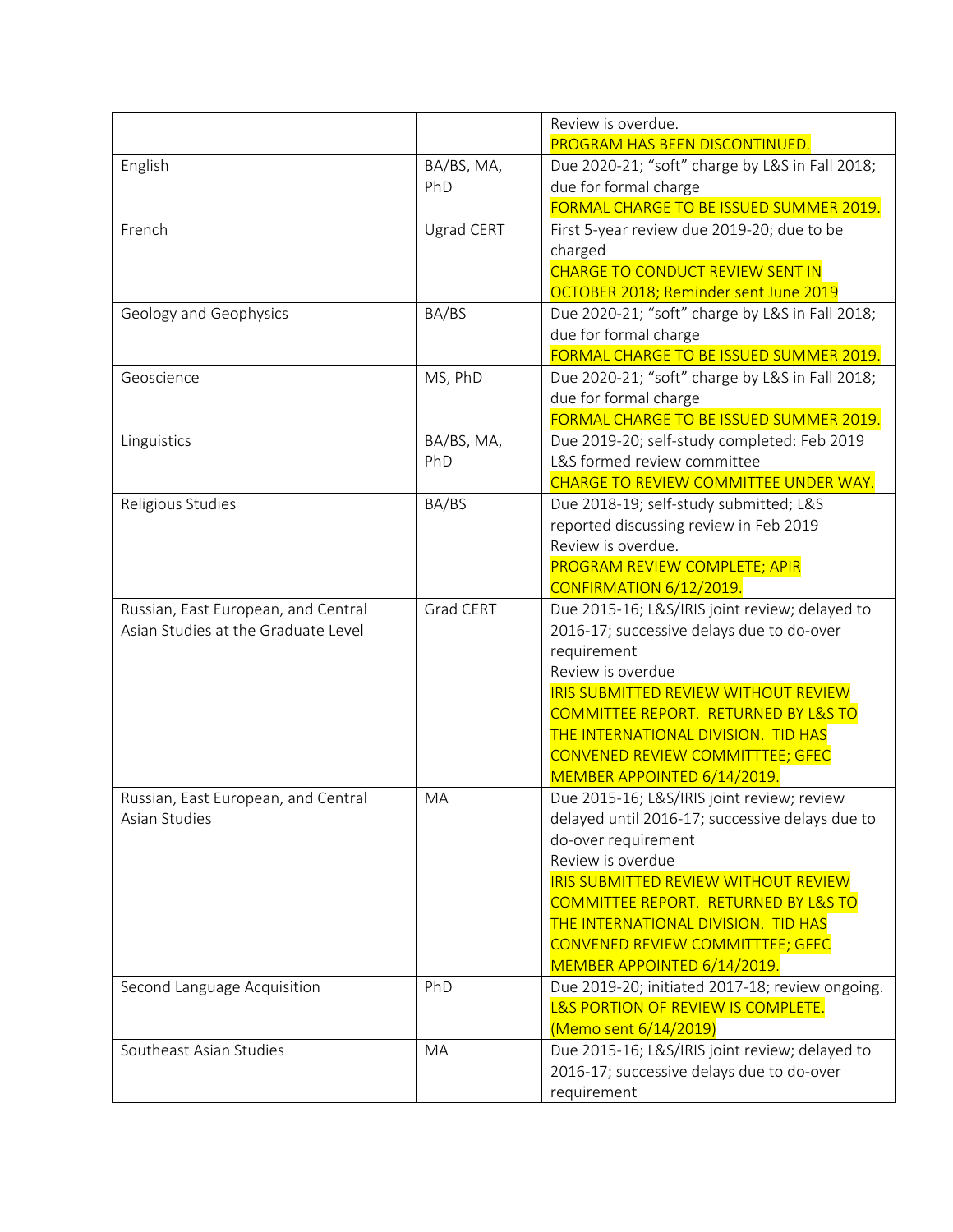| | | |
|---|---|---|
| | | Review is overdue.<br>PROGRAM HAS BEEN DISCONTINUED. |
| English | BA/BS, MA, PhD | Due 2020-21; "soft" charge by L&S in Fall 2018; due for formal charge<br>FORMAL CHARGE TO BE ISSUED SUMMER 2019. |
| French | Ugrad CERT | First 5-year review due 2019-20; due to be charged<br>CHARGE TO CONDUCT REVIEW SENT IN OCTOBER 2018; Reminder sent June 2019 |
| Geology and Geophysics | BA/BS | Due 2020-21; "soft" charge by L&S in Fall 2018; due for formal charge<br>FORMAL CHARGE TO BE ISSUED SUMMER 2019. |
| Geoscience | MS, PhD | Due 2020-21; "soft" charge by L&S in Fall 2018; due for formal charge<br>FORMAL CHARGE TO BE ISSUED SUMMER 2019. |
| Linguistics | BA/BS, MA, PhD | Due 2019-20; self-study completed: Feb 2019 L&S formed review committee<br>CHARGE TO REVIEW COMMITTEE UNDER WAY. |
| Religious Studies | BA/BS | Due 2018-19; self-study submitted; L&S reported discussing review in Feb 2019<br>Review is overdue.<br>PROGRAM REVIEW COMPLETE; APIR CONFIRMATION 6/12/2019. |
| Russian, East European, and Central Asian Studies at the Graduate Level | Grad CERT | Due 2015-16; L&S/IRIS joint review; delayed to 2016-17; successive delays due to do-over requirement<br>Review is overdue<br>IRIS SUBMITTED REVIEW WITHOUT REVIEW COMMITTEE REPORT. RETURNED BY L&S TO THE INTERNATIONAL DIVISION. TID HAS CONVENED REVIEW COMMITTTEE; GFEC MEMBER APPOINTED 6/14/2019. |
| Russian, East European, and Central Asian Studies | MA | Due 2015-16; L&S/IRIS joint review; review delayed until 2016-17; successive delays due to do-over requirement<br>Review is overdue<br>IRIS SUBMITTED REVIEW WITHOUT REVIEW COMMITTEE REPORT. RETURNED BY L&S TO THE INTERNATIONAL DIVISION. TID HAS CONVENED REVIEW COMMITTTEE; GFEC MEMBER APPOINTED 6/14/2019. |
| Second Language Acquisition | PhD | Due 2019-20; initiated 2017-18; review ongoing.<br>L&S PORTION OF REVIEW IS COMPLETE. (Memo sent 6/14/2019) |
| Southeast Asian Studies | MA | Due 2015-16; L&S/IRIS joint review; delayed to 2016-17; successive delays due to do-over requirement |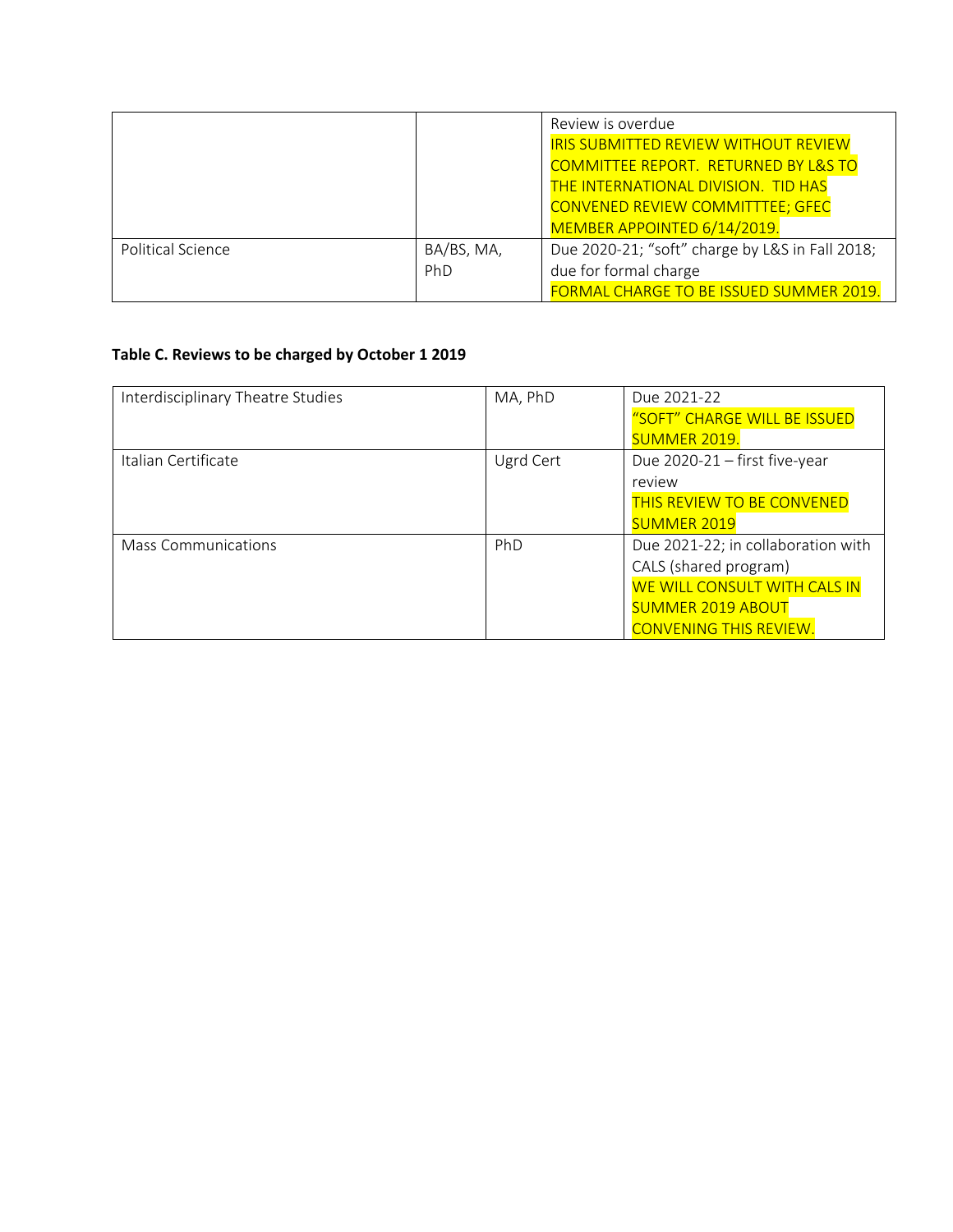| | | |
|---|---|---|
| | | Review is overdue<br>IRIS SUBMITTED REVIEW WITHOUT REVIEW COMMITTEE REPORT. RETURNED BY L&S TO THE INTERNATIONAL DIVISION. TID HAS CONVENED REVIEW COMMITTTEE; GFEC MEMBER APPOINTED 6/14/2019. |
| Political Science | BA/BS, MA, PhD | Due 2020-21; "soft" charge by L&S in Fall 2018; due for formal charge<br>FORMAL CHARGE TO BE ISSUED SUMMER 2019. |

**Table C. Reviews to be charged by October 1 2019**

| | | |
|---|---|---|
| Interdisciplinary Theatre Studies | MA, PhD | Due 2021-22<br>"SOFT" CHARGE WILL BE ISSUED SUMMER 2019. |
| Italian Certificate | Ugrd Cert | Due 2020-21 – first five-year review<br>THIS REVIEW TO BE CONVENED SUMMER 2019 |
| Mass Communications | PhD | Due 2021-22; in collaboration with CALS (shared program)<br>WE WILL CONSULT WITH CALS IN SUMMER 2019 ABOUT CONVENING THIS REVIEW. |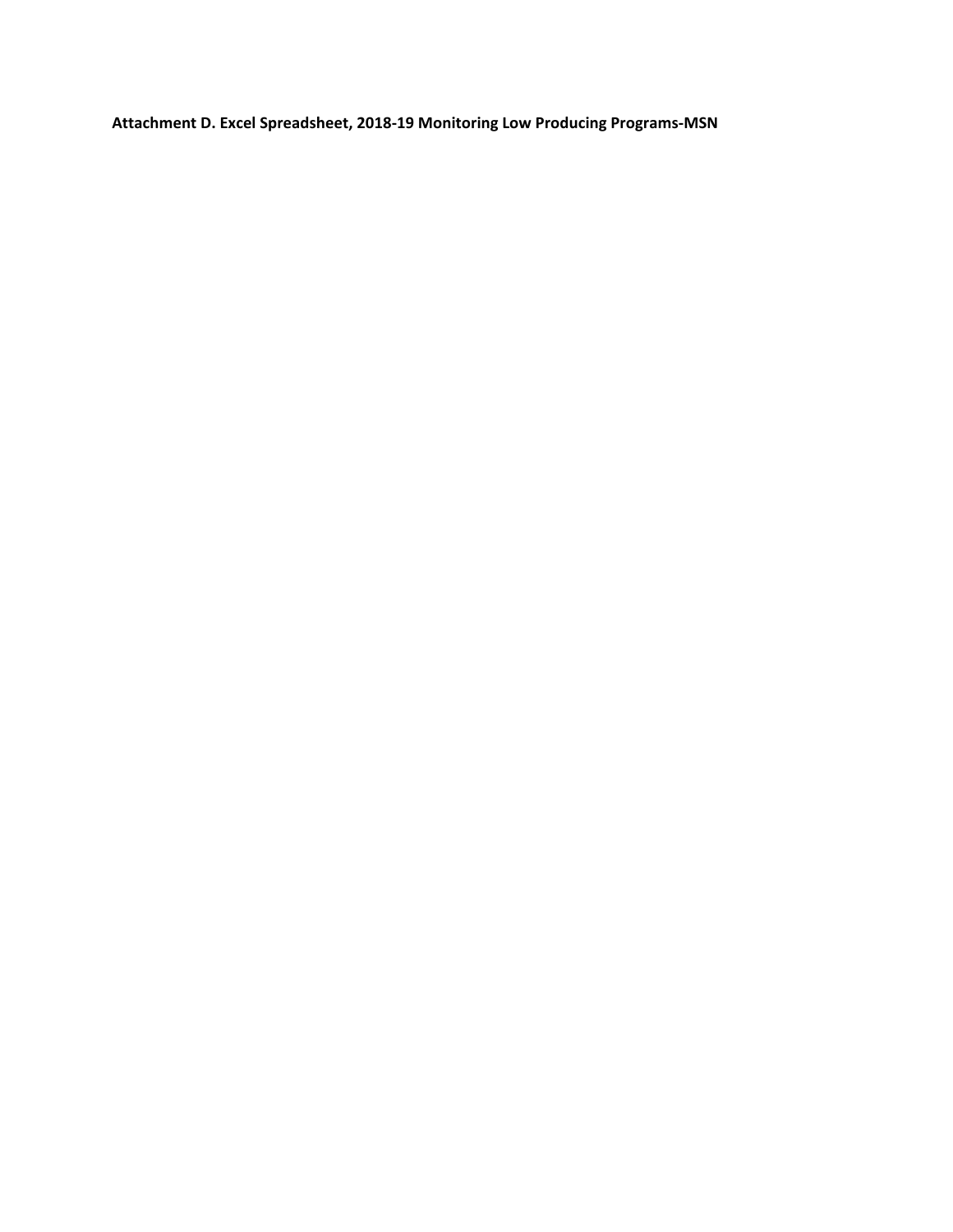**Attachment D. Excel Spreadsheet, 2018-19 Monitoring Low Producing Programs-MSN**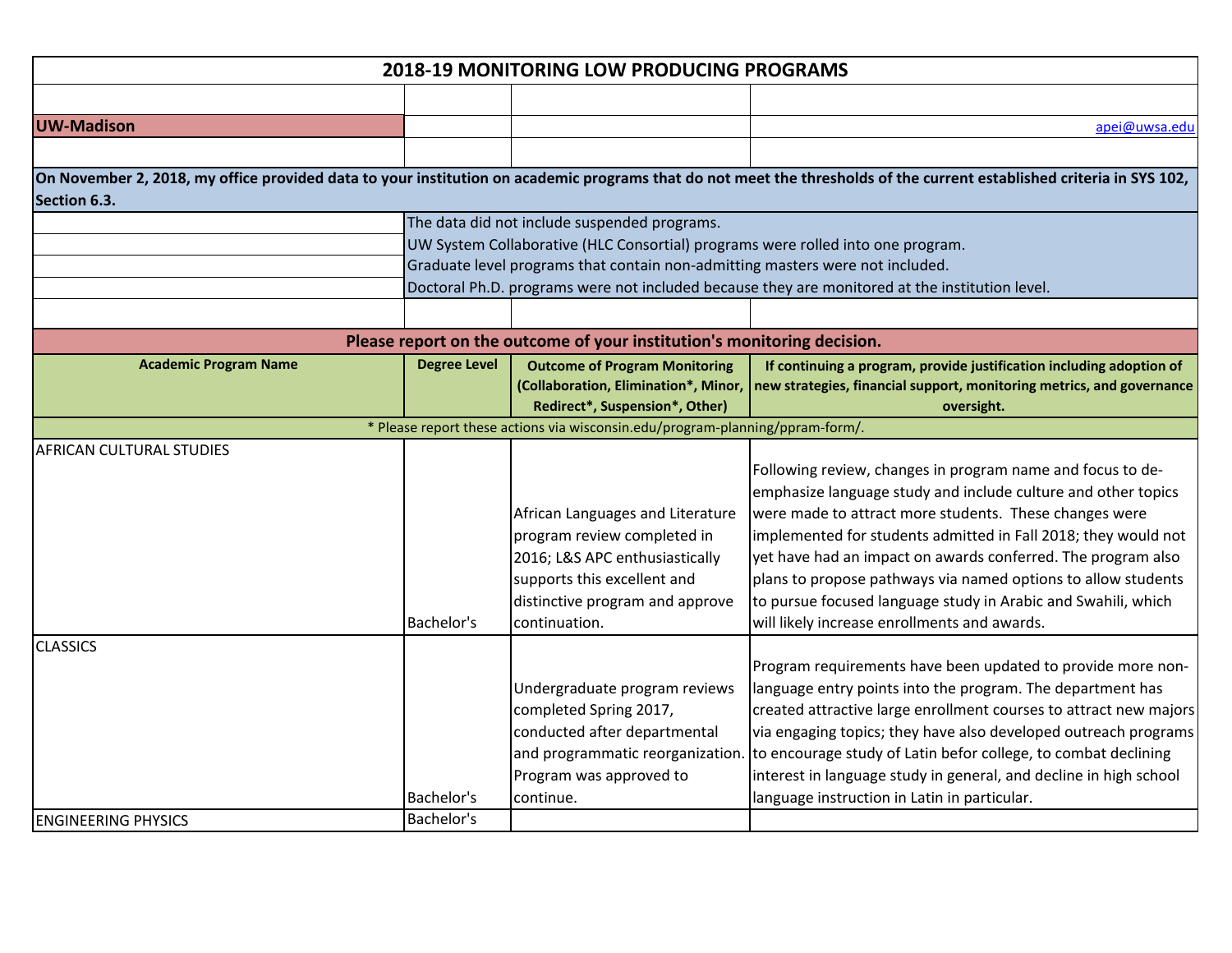# 2018-19 MONITORING LOW PRODUCING PROGRAMS

**UW-Madison**

apei@uwsa.edu

**On November 2, 2018, my office provided data to your institution on academic programs that do not meet the thresholds of the current established criteria in SYS 102, Section 6.3.**

The data did not include suspended programs.
UW System Collaborative (HLC Consortial) programs were rolled into one program.
Graduate level programs that contain non-admitting masters were not included.
Doctoral Ph.D. programs were not included because they are monitored at the institution level.

**Please report on the outcome of your institution's monitoring decision.**

| Academic Program Name | Degree Level | Outcome of Program Monitoring (Collaboration, Elimination*, Minor, Redirect*, Suspension*, Other) | If continuing a program, provide justification including adoption of new strategies, financial support, monitoring metrics, and governance oversight. |
|---|---|---|---|
| * Please report these actions via wisconsin.edu/program-planning/ppram-form/. | | | |
| AFRICAN CULTURAL STUDIES | Bachelor's | African Languages and Literature program review completed in 2016; L&S APC enthusiastically supports this excellent and distinctive program and approve continuation. | Following review, changes in program name and focus to de-emphasize language study and include culture and other topics were made to attract more students. These changes were implemented for students admitted in Fall 2018; they would not yet have had an impact on awards conferred. The program also plans to propose pathways via named options to allow students to pursue focused language study in Arabic and Swahili, which will likely increase enrollments and awards. |
| CLASSICS | Bachelor's | Undergraduate program reviews completed Spring 2017, conducted after departmental and programmatic reorganization. Program was approved to continue. | Program requirements have been updated to provide more non-language entry points into the program. The department has created attractive large enrollment courses to attract new majors via engaging topics; they have also developed outreach programs to encourage study of Latin befor college, to combat declining interest in language study in general, and decline in high school language instruction in Latin in particular. |
| ENGINEERING PHYSICS | Bachelor's | | |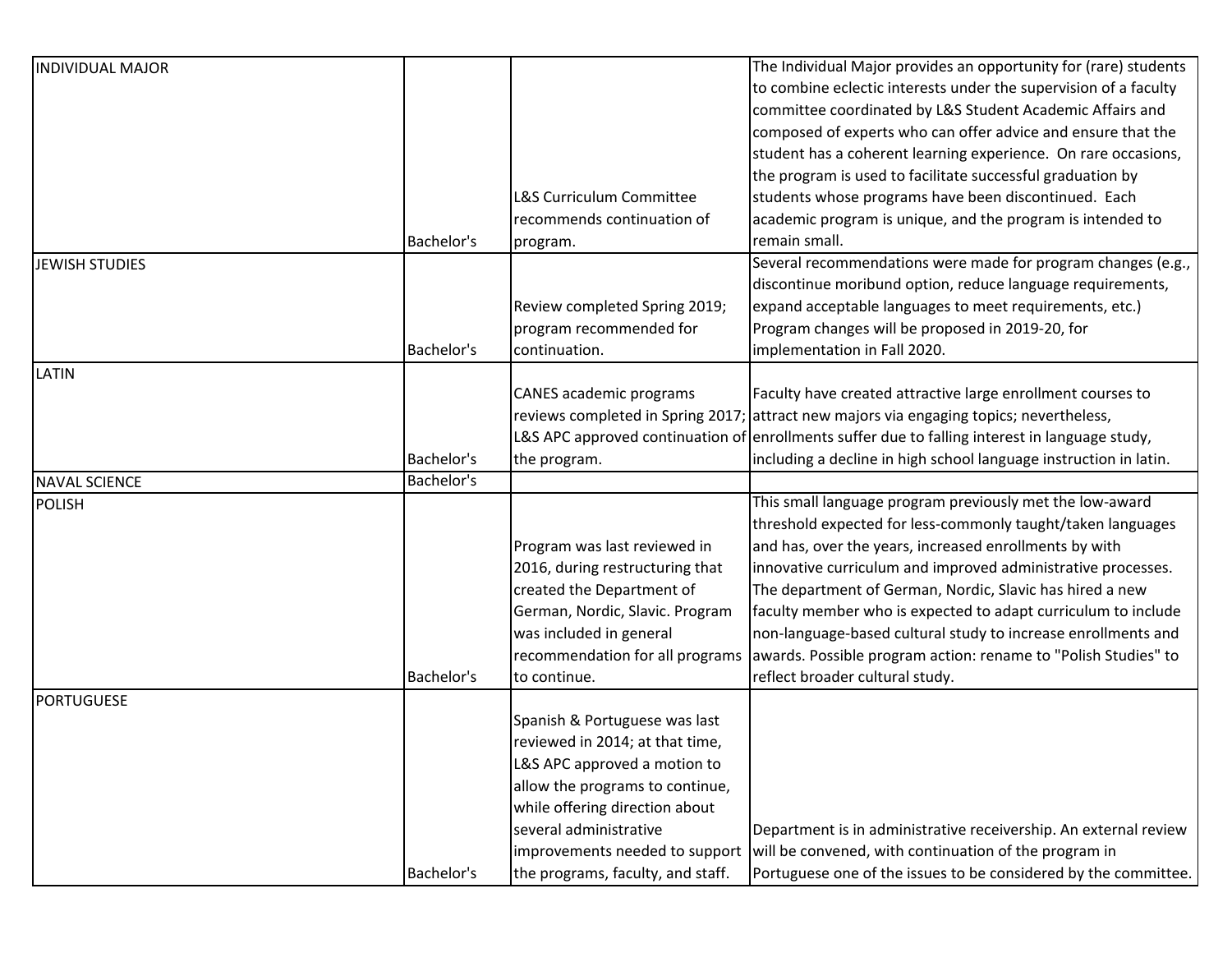| | | | |
|---|---|---|---|
| INDIVIDUAL MAJOR | Bachelor's | L&S Curriculum Committee recommends continuation of program. | The Individual Major provides an opportunity for (rare) students to combine eclectic interests under the supervision of a faculty committee coordinated by L&S Student Academic Affairs and composed of experts who can offer advice and ensure that the student has a coherent learning experience. On rare occasions, the program is used to facilitate successful graduation by students whose programs have been discontinued. Each academic program is unique, and the program is intended to remain small. |
| JEWISH STUDIES | Bachelor's | Review completed Spring 2019; program recommended for continuation. | Several recommendations were made for program changes (e.g., discontinue moribund option, reduce language requirements, expand acceptable languages to meet requirements, etc.) Program changes will be proposed in 2019-20, for implementation in Fall 2020. |
| LATIN | Bachelor's | CANES academic programs reviews completed in Spring 2017; L&S APC approved continuation of the program. | Faculty have created attractive large enrollment courses to attract new majors via engaging topics; nevertheless, enrollments suffer due to falling interest in language study, including a decline in high school language instruction in latin. |
| NAVAL SCIENCE | Bachelor's | | |
| POLISH | Bachelor's | Program was last reviewed in 2016, during restructuring that created the Department of German, Nordic, Slavic. Program was included in general recommendation for all programs to continue. | This small language program previously met the low-award threshold expected for less-commonly taught/taken languages and has, over the years, increased enrollments by with innovative curriculum and improved administrative processes. The department of German, Nordic, Slavic has hired a new faculty member who is expected to adapt curriculum to include non-language-based cultural study to increase enrollments and awards. Possible program action: rename to "Polish Studies" to reflect broader cultural study. |
| PORTUGUESE | Bachelor's | Spanish & Portuguese was last reviewed in 2014; at that time, L&S APC approved a motion to allow the programs to continue, while offering direction about several administrative improvements needed to support the programs, faculty, and staff. | Department is in administrative receivership. An external review will be convened, with continuation of the program in Portuguese one of the issues to be considered by the committee. |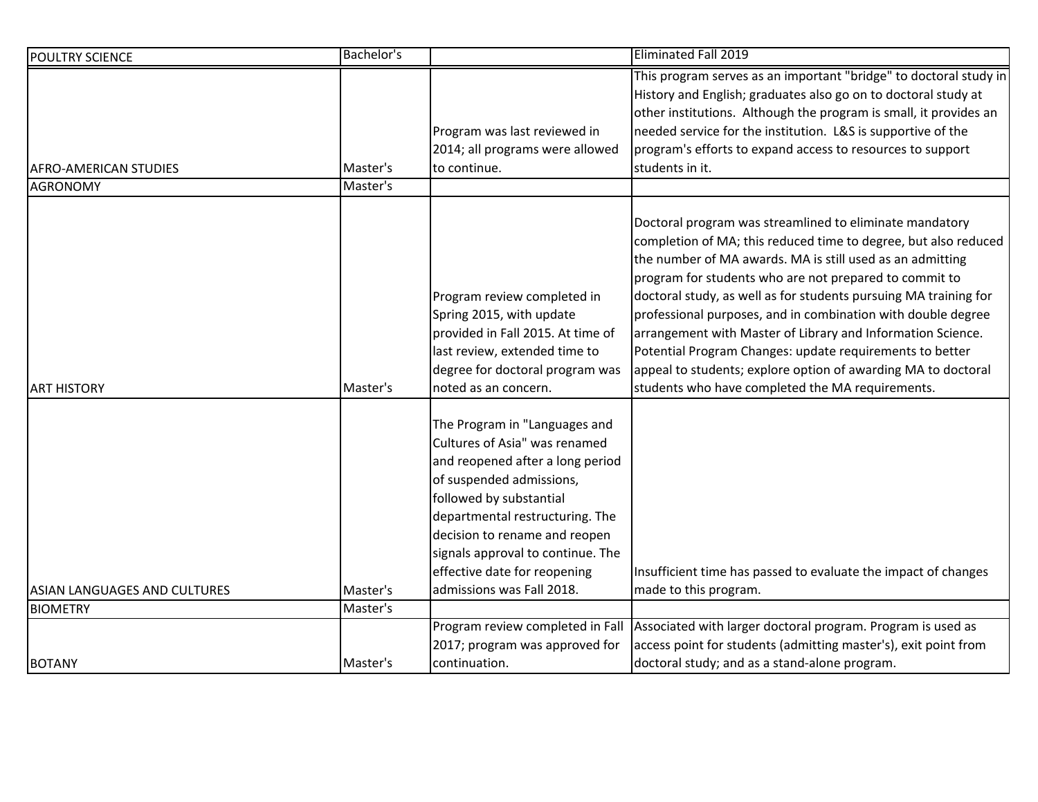| | | | |
|---|---|---|---|
| POULTRY SCIENCE | Bachelor's | | Eliminated Fall 2019 |
| AFRO-AMERICAN STUDIES | Master's | Program was last reviewed in 2014; all programs were allowed to continue. | This program serves as an important "bridge" to doctoral study in History and English; graduates also go on to doctoral study at other institutions. Although the program is small, it provides an needed service for the institution. L&S is supportive of the program's efforts to expand access to resources to support students in it. |
| AGRONOMY | Master's | | |
| ART HISTORY | Master's | Program review completed in Spring 2015, with update provided in Fall 2015. At time of last review, extended time to degree for doctoral program was noted as an concern. | Doctoral program was streamlined to eliminate mandatory completion of MA; this reduced time to degree, but also reduced the number of MA awards. MA is still used as an admitting program for students who are not prepared to commit to doctoral study, as well as for students pursuing MA training for professional purposes, and in combination with double degree arrangement with Master of Library and Information Science. Potential Program Changes: update requirements to better appeal to students; explore option of awarding MA to doctoral students who have completed the MA requirements. |
| ASIAN LANGUAGES AND CULTURES | Master's | The Program in "Languages and Cultures of Asia" was renamed and reopened after a long period of suspended admissions, followed by substantial departmental restructuring. The decision to rename and reopen signals approval to continue. The effective date for reopening admissions was Fall 2018. | Insufficient time has passed to evaluate the impact of changes made to this program. |
| BIOMETRY | Master's | | |
| BOTANY | Master's | Program review completed in Fall 2017; program was approved for continuation. | Associated with larger doctoral program. Program is used as access point for students (admitting master's), exit point from doctoral study; and as a stand-alone program. |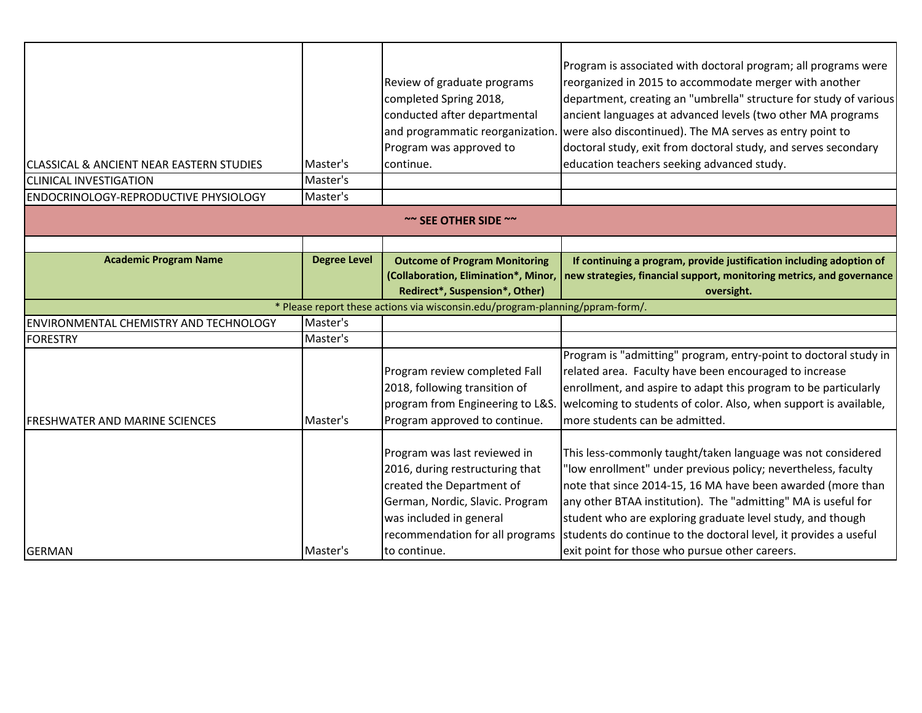| | | | |
|---|---|---|---|
| CLASSICAL & ANCIENT NEAR EASTERN STUDIES | Master's | Review of graduate programs completed Spring 2018, conducted after departmental and programmatic reorganization. Program was approved to continue. | Program is associated with doctoral program; all programs were reorganized in 2015 to accommodate merger with another department, creating an "umbrella" structure for study of various ancient languages at advanced levels (two other MA programs were also discontinued). The MA serves as entry point to doctoral study, exit from doctoral study, and serves secondary education teachers seeking advanced study. |
| CLINICAL INVESTIGATION | Master's | | |
| ENDOCRINOLOGY-REPRODUCTIVE PHYSIOLOGY | Master's | | |

~~ SEE OTHER SIDE ~~

| Academic Program Name | Degree Level | Outcome of Program Monitoring (Collaboration, Elimination*, Minor, Redirect*, Suspension*, Other) | If continuing a program, provide justification including adoption of new strategies, financial support, monitoring metrics, and governance oversight. |
|---|---|---|---|
| * Please report these actions via wisconsin.edu/program-planning/ppram-form/. | | | |
| ENVIRONMENTAL CHEMISTRY AND TECHNOLOGY | Master's | | |
| FORESTRY | Master's | | |
| FRESHWATER AND MARINE SCIENCES | Master's | Program review completed Fall 2018, following transition of program from Engineering to L&S. Program approved to continue. | Program is "admitting" program, entry-point to doctoral study in related area. Faculty have been encouraged to increase enrollment, and aspire to adapt this program to be particularly welcoming to students of color. Also, when support is available, more students can be admitted. |
| GERMAN | Master's | Program was last reviewed in 2016, during restructuring that created the Department of German, Nordic, Slavic. Program was included in general recommendation for all programs to continue. | This less-commonly taught/taken language was not considered "low enrollment" under previous policy; nevertheless, faculty note that since 2014-15, 16 MA have been awarded (more than any other BTAA institution). The "admitting" MA is useful for student who are exploring graduate level study, and though students do continue to the doctoral level, it provides a useful exit point for those who pursue other careers. |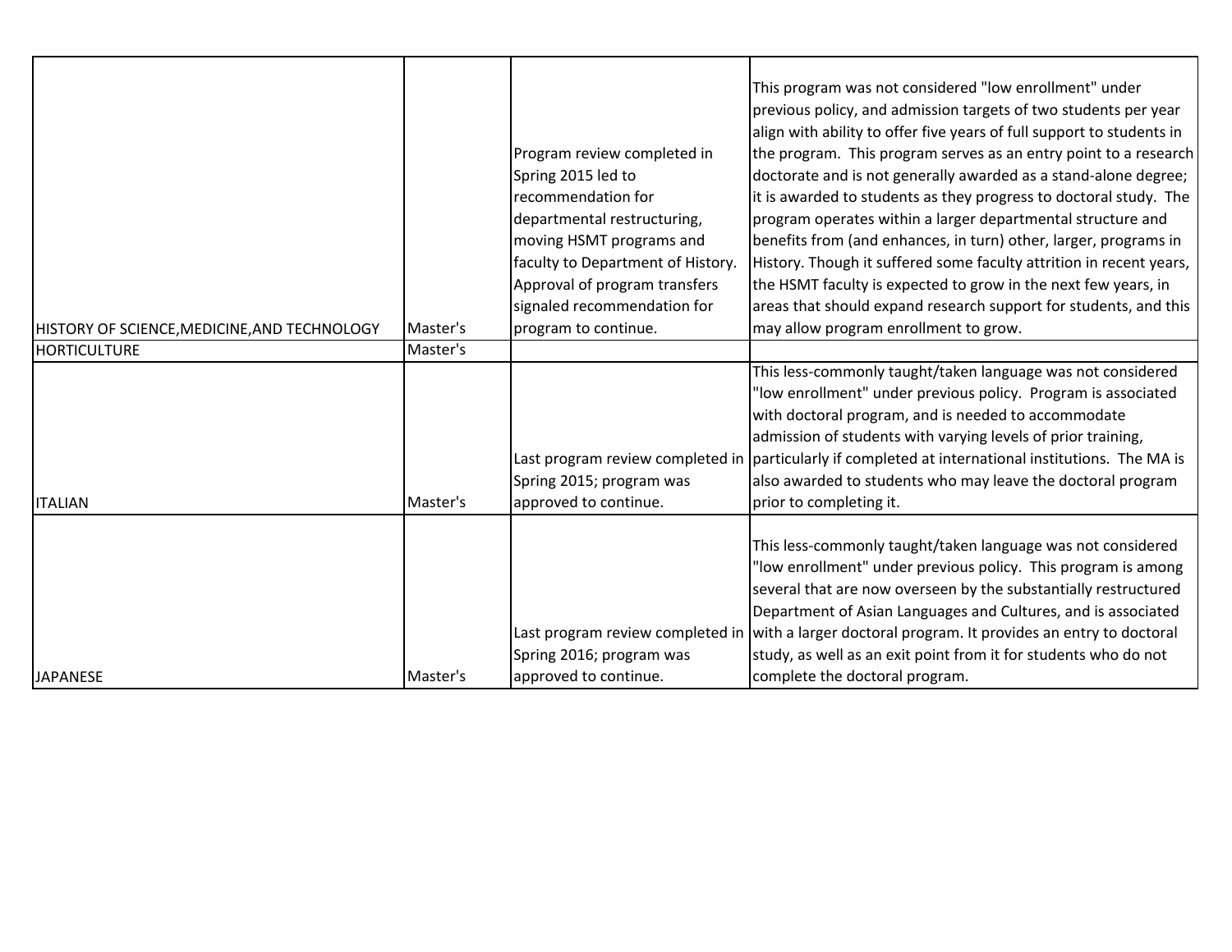| | | | |
|---|---|---|---|
| HISTORY OF SCIENCE,MEDICINE,AND TECHNOLOGY | Master's | Program review completed in Spring 2015 led to recommendation for departmental restructuring, moving HSMT programs and faculty to Department of History. Approval of program transfers signaled recommendation for program to continue. | This program was not considered "low enrollment" under previous policy, and admission targets of two students per year align with ability to offer five years of full support to students in the program. This program serves as an entry point to a research doctorate and is not generally awarded as a stand-alone degree; it is awarded to students as they progress to doctoral study. The program operates within a larger departmental structure and benefits from (and enhances, in turn) other, larger, programs in History. Though it suffered some faculty attrition in recent years, the HSMT faculty is expected to grow in the next few years, in areas that should expand research support for students, and this may allow program enrollment to grow. |
| HORTICULTURE | Master's | | |
| ITALIAN | Master's | Last program review completed in Spring 2015; program was approved to continue. | This less-commonly taught/taken language was not considered "low enrollment" under previous policy. Program is associated with doctoral program, and is needed to accommodate admission of students with varying levels of prior training, particularly if completed at international institutions. The MA is also awarded to students who may leave the doctoral program prior to completing it. |
| JAPANESE | Master's | Last program review completed in Spring 2016; program was approved to continue. | This less-commonly taught/taken language was not considered "low enrollment" under previous policy. This program is among several that are now overseen by the substantially restructured Department of Asian Languages and Cultures, and is associated with a larger doctoral program. It provides an entry to doctoral study, as well as an exit point from it for students who do not complete the doctoral program. |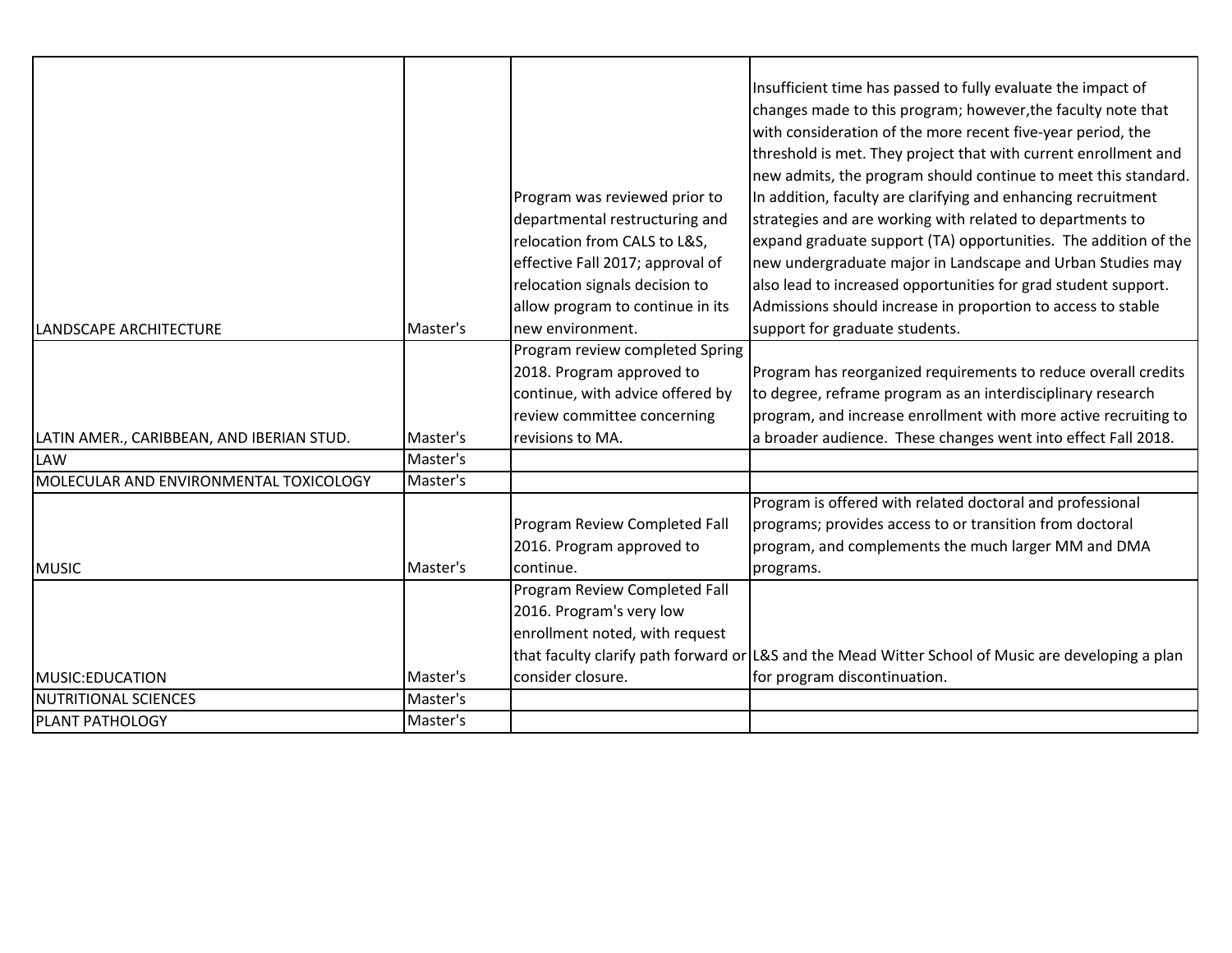| | | | |
|---|---|---|---|
| LANDSCAPE ARCHITECTURE | Master's | Program was reviewed prior to departmental restructuring and relocation from CALS to L&S, effective Fall 2017; approval of relocation signals decision to allow program to continue in its new environment. | Insufficient time has passed to fully evaluate the impact of changes made to this program; however,the faculty note that with consideration of the more recent five-year period, the threshold is met. They project that with current enrollment and new admits, the program should continue to meet this standard. In addition, faculty are clarifying and enhancing recruitment strategies and are working with related to departments to expand graduate support (TA) opportunities. The addition of the new undergraduate major in Landscape and Urban Studies may also lead to increased opportunities for grad student support. Admissions should increase in proportion to access to stable support for graduate students. |
| LATIN AMER., CARIBBEAN, AND IBERIAN STUD. | Master's | Program review completed Spring 2018. Program approved to continue, with advice offered by review committee concerning revisions to MA. | Program has reorganized requirements to reduce overall credits to degree, reframe program as an interdisciplinary research program, and increase enrollment with more active recruiting to a broader audience. These changes went into effect Fall 2018. |
| LAW | Master's | | |
| MOLECULAR AND ENVIRONMENTAL TOXICOLOGY | Master's | | |
| MUSIC | Master's | Program Review Completed Fall 2016. Program approved to continue. | Program is offered with related doctoral and professional programs; provides access to or transition from doctoral program, and complements the much larger MM and DMA programs. |
| MUSIC:EDUCATION | Master's | Program Review Completed Fall 2016. Program's very low enrollment noted, with request that faculty clarify path forward or consider closure. | L&S and the Mead Witter School of Music are developing a plan for program discontinuation. |
| NUTRITIONAL SCIENCES | Master's | | |
| PLANT PATHOLOGY | Master's | | |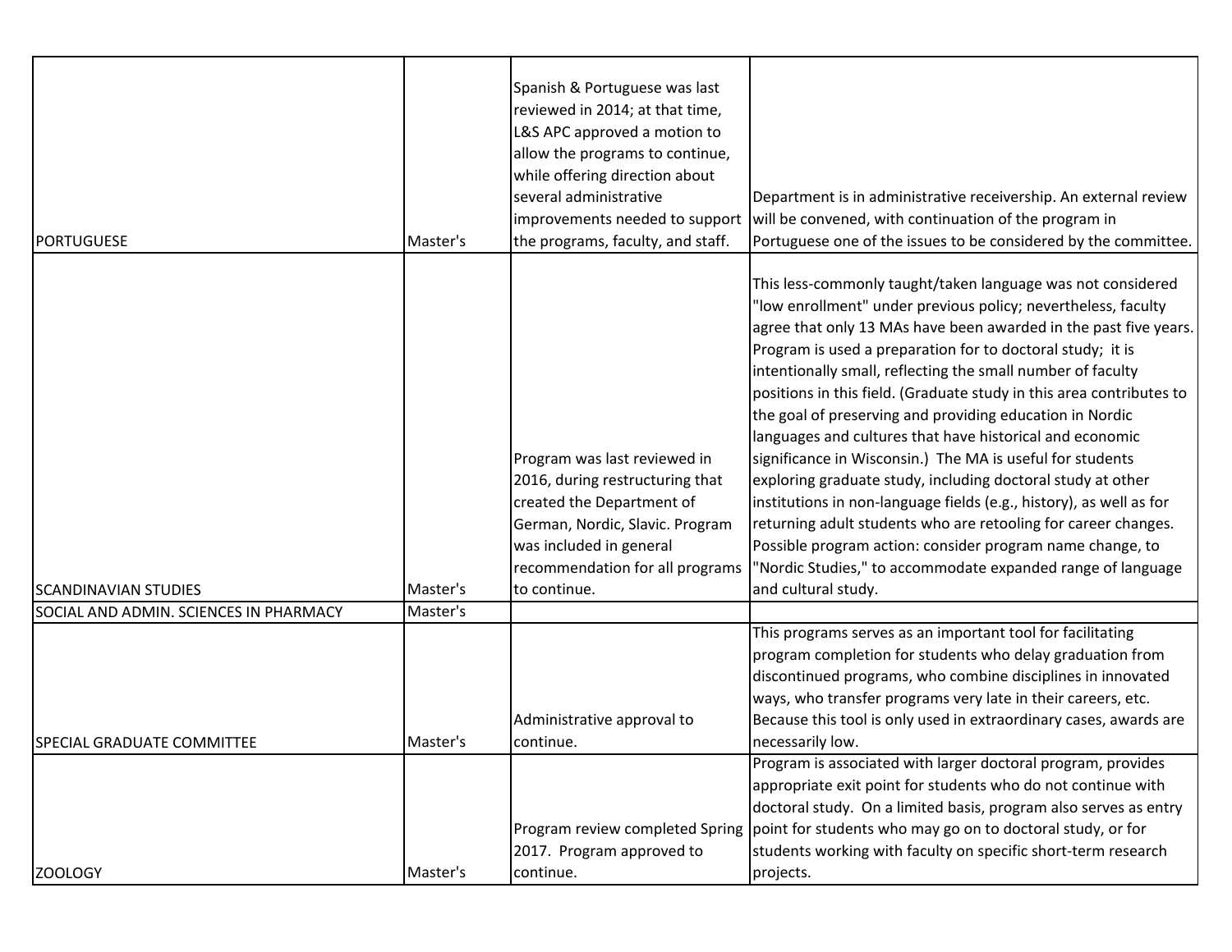| | | | |
|---|---|---|---|
| PORTUGUESE | Master's | Spanish & Portuguese was last reviewed in 2014; at that time, L&S APC approved a motion to allow the programs to continue, while offering direction about several administrative improvements needed to support the programs, faculty, and staff. | Department is in administrative receivership. An external review will be convened, with continuation of the program in Portuguese one of the issues to be considered by the committee. |
| SCANDINAVIAN STUDIES | Master's | Program was last reviewed in 2016, during restructuring that created the Department of German, Nordic, Slavic. Program was included in general recommendation for all programs to continue. | This less-commonly taught/taken language was not considered "low enrollment" under previous policy; nevertheless, faculty agree that only 13 MAs have been awarded in the past five years. Program is used a preparation for to doctoral study; it is intentionally small, reflecting the small number of faculty positions in this field. (Graduate study in this area contributes to the goal of preserving and providing education in Nordic languages and cultures that have historical and economic significance in Wisconsin.) The MA is useful for students exploring graduate study, including doctoral study at other institutions in non-language fields (e.g., history), as well as for returning adult students who are retooling for career changes. Possible program action: consider program name change, to "Nordic Studies," to accommodate expanded range of language and cultural study. |
| SOCIAL AND ADMIN. SCIENCES IN PHARMACY | Master's | | |
| SPECIAL GRADUATE COMMITTEE | Master's | Administrative approval to continue. | This programs serves as an important tool for facilitating program completion for students who delay graduation from discontinued programs, who combine disciplines in innovated ways, who transfer programs very late in their careers, etc. Because this tool is only used in extraordinary cases, awards are necessarily low. |
| ZOOLOGY | Master's | Program review completed Spring 2017. Program approved to continue. | Program is associated with larger doctoral program, provides appropriate exit point for students who do not continue with doctoral study. On a limited basis, program also serves as entry point for students who may go on to doctoral study, or for students working with faculty on specific short-term research projects. |